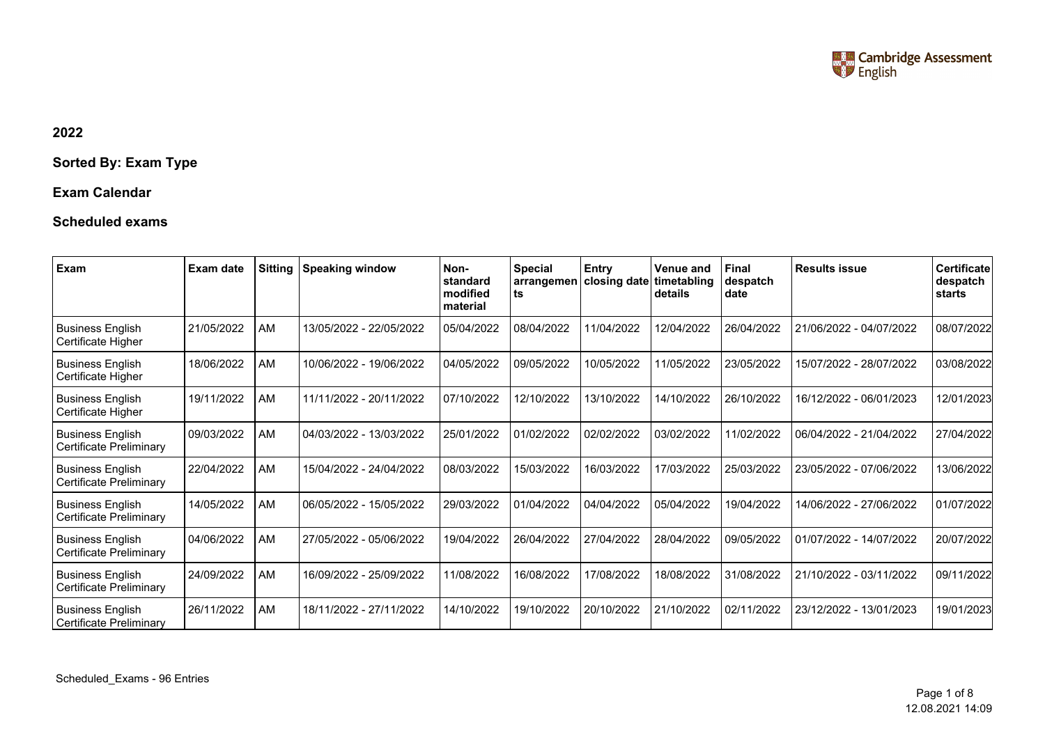## 2022

## Sorted By: Exam Type

## Exam Calendar

## Scheduled exams

| Exam | Exam date | Sitting | Speaking window | Non-standard modified material | Special arrangements | Entry closing date | Venue and timetabling details | Final despatch date | Results issue | Certificate despatch starts |
|---|---|---|---|---|---|---|---|---|---|---|
| Business English Certificate Higher | 21/05/2022 | AM | 13/05/2022 - 22/05/2022 | 05/04/2022 | 08/04/2022 | 11/04/2022 | 12/04/2022 | 26/04/2022 | 21/06/2022 - 04/07/2022 | 08/07/2022 |
| Business English Certificate Higher | 18/06/2022 | AM | 10/06/2022 - 19/06/2022 | 04/05/2022 | 09/05/2022 | 10/05/2022 | 11/05/2022 | 23/05/2022 | 15/07/2022 - 28/07/2022 | 03/08/2022 |
| Business English Certificate Higher | 19/11/2022 | AM | 11/11/2022 - 20/11/2022 | 07/10/2022 | 12/10/2022 | 13/10/2022 | 14/10/2022 | 26/10/2022 | 16/12/2022 - 06/01/2023 | 12/01/2023 |
| Business English Certificate Preliminary | 09/03/2022 | AM | 04/03/2022 - 13/03/2022 | 25/01/2022 | 01/02/2022 | 02/02/2022 | 03/02/2022 | 11/02/2022 | 06/04/2022 - 21/04/2022 | 27/04/2022 |
| Business English Certificate Preliminary | 22/04/2022 | AM | 15/04/2022 - 24/04/2022 | 08/03/2022 | 15/03/2022 | 16/03/2022 | 17/03/2022 | 25/03/2022 | 23/05/2022 - 07/06/2022 | 13/06/2022 |
| Business English Certificate Preliminary | 14/05/2022 | AM | 06/05/2022 - 15/05/2022 | 29/03/2022 | 01/04/2022 | 04/04/2022 | 05/04/2022 | 19/04/2022 | 14/06/2022 - 27/06/2022 | 01/07/2022 |
| Business English Certificate Preliminary | 04/06/2022 | AM | 27/05/2022 - 05/06/2022 | 19/04/2022 | 26/04/2022 | 27/04/2022 | 28/04/2022 | 09/05/2022 | 01/07/2022 - 14/07/2022 | 20/07/2022 |
| Business English Certificate Preliminary | 24/09/2022 | AM | 16/09/2022 - 25/09/2022 | 11/08/2022 | 16/08/2022 | 17/08/2022 | 18/08/2022 | 31/08/2022 | 21/10/2022 - 03/11/2022 | 09/11/2022 |
| Business English Certificate Preliminary | 26/11/2022 | AM | 18/11/2022 - 27/11/2022 | 14/10/2022 | 19/10/2022 | 20/10/2022 | 21/10/2022 | 02/11/2022 | 23/12/2022 - 13/01/2023 | 19/01/2023 |

Scheduled_Exams - 96 Entries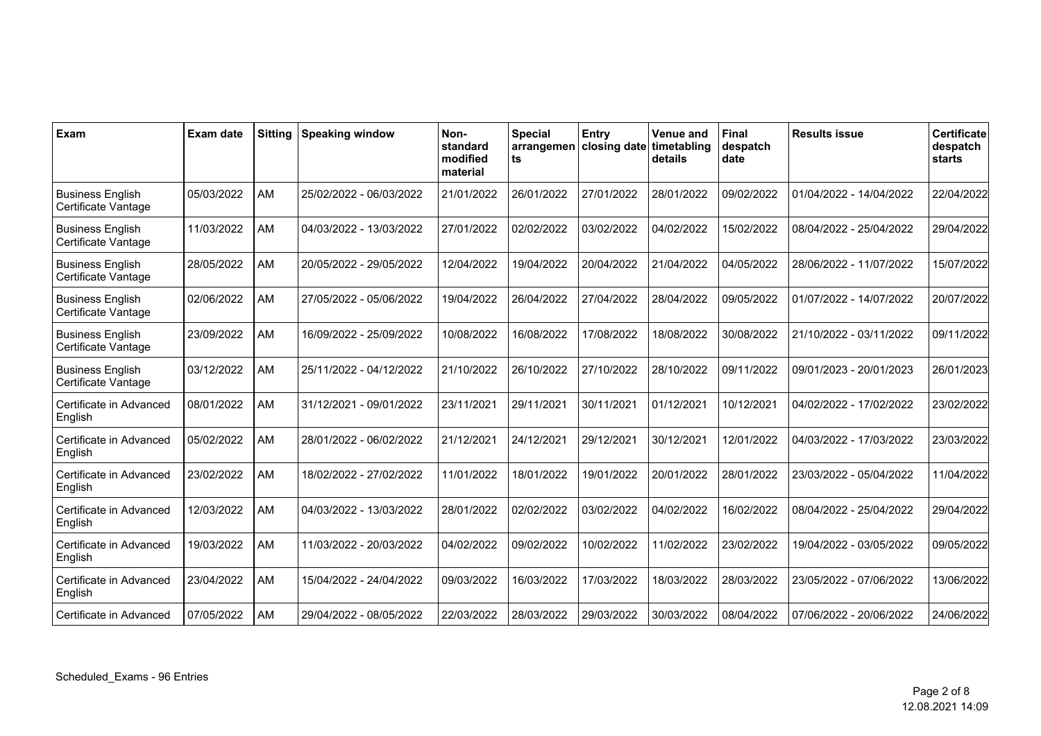| Exam | Exam date | Sitting | Speaking window | Non-standard modified material | Special arrangements | Entry closing date | Venue and timetabling details | Final despatch date | Results issue | Certificate despatch starts |
|---|---|---|---|---|---|---|---|---|---|---|
| Business English Certificate Vantage | 05/03/2022 | AM | 25/02/2022 - 06/03/2022 | 21/01/2022 | 26/01/2022 | 27/01/2022 | 28/01/2022 | 09/02/2022 | 01/04/2022 - 14/04/2022 | 22/04/2022 |
| Business English Certificate Vantage | 11/03/2022 | AM | 04/03/2022 - 13/03/2022 | 27/01/2022 | 02/02/2022 | 03/02/2022 | 04/02/2022 | 15/02/2022 | 08/04/2022 - 25/04/2022 | 29/04/2022 |
| Business English Certificate Vantage | 28/05/2022 | AM | 20/05/2022 - 29/05/2022 | 12/04/2022 | 19/04/2022 | 20/04/2022 | 21/04/2022 | 04/05/2022 | 28/06/2022 - 11/07/2022 | 15/07/2022 |
| Business English Certificate Vantage | 02/06/2022 | AM | 27/05/2022 - 05/06/2022 | 19/04/2022 | 26/04/2022 | 27/04/2022 | 28/04/2022 | 09/05/2022 | 01/07/2022 - 14/07/2022 | 20/07/2022 |
| Business English Certificate Vantage | 23/09/2022 | AM | 16/09/2022 - 25/09/2022 | 10/08/2022 | 16/08/2022 | 17/08/2022 | 18/08/2022 | 30/08/2022 | 21/10/2022 - 03/11/2022 | 09/11/2022 |
| Business English Certificate Vantage | 03/12/2022 | AM | 25/11/2022 - 04/12/2022 | 21/10/2022 | 26/10/2022 | 27/10/2022 | 28/10/2022 | 09/11/2022 | 09/01/2023 - 20/01/2023 | 26/01/2023 |
| Certificate in Advanced English | 08/01/2022 | AM | 31/12/2021 - 09/01/2022 | 23/11/2021 | 29/11/2021 | 30/11/2021 | 01/12/2021 | 10/12/2021 | 04/02/2022 - 17/02/2022 | 23/02/2022 |
| Certificate in Advanced English | 05/02/2022 | AM | 28/01/2022 - 06/02/2022 | 21/12/2021 | 24/12/2021 | 29/12/2021 | 30/12/2021 | 12/01/2022 | 04/03/2022 - 17/03/2022 | 23/03/2022 |
| Certificate in Advanced English | 23/02/2022 | AM | 18/02/2022 - 27/02/2022 | 11/01/2022 | 18/01/2022 | 19/01/2022 | 20/01/2022 | 28/01/2022 | 23/03/2022 - 05/04/2022 | 11/04/2022 |
| Certificate in Advanced English | 12/03/2022 | AM | 04/03/2022 - 13/03/2022 | 28/01/2022 | 02/02/2022 | 03/02/2022 | 04/02/2022 | 16/02/2022 | 08/04/2022 - 25/04/2022 | 29/04/2022 |
| Certificate in Advanced English | 19/03/2022 | AM | 11/03/2022 - 20/03/2022 | 04/02/2022 | 09/02/2022 | 10/02/2022 | 11/02/2022 | 23/02/2022 | 19/04/2022 - 03/05/2022 | 09/05/2022 |
| Certificate in Advanced English | 23/04/2022 | AM | 15/04/2022 - 24/04/2022 | 09/03/2022 | 16/03/2022 | 17/03/2022 | 18/03/2022 | 28/03/2022 | 23/05/2022 - 07/06/2022 | 13/06/2022 |
| Certificate in Advanced | 07/05/2022 | AM | 29/04/2022 - 08/05/2022 | 22/03/2022 | 28/03/2022 | 29/03/2022 | 30/03/2022 | 08/04/2022 | 07/06/2022 - 20/06/2022 | 24/06/2022 |

Scheduled_Exams - 96 Entries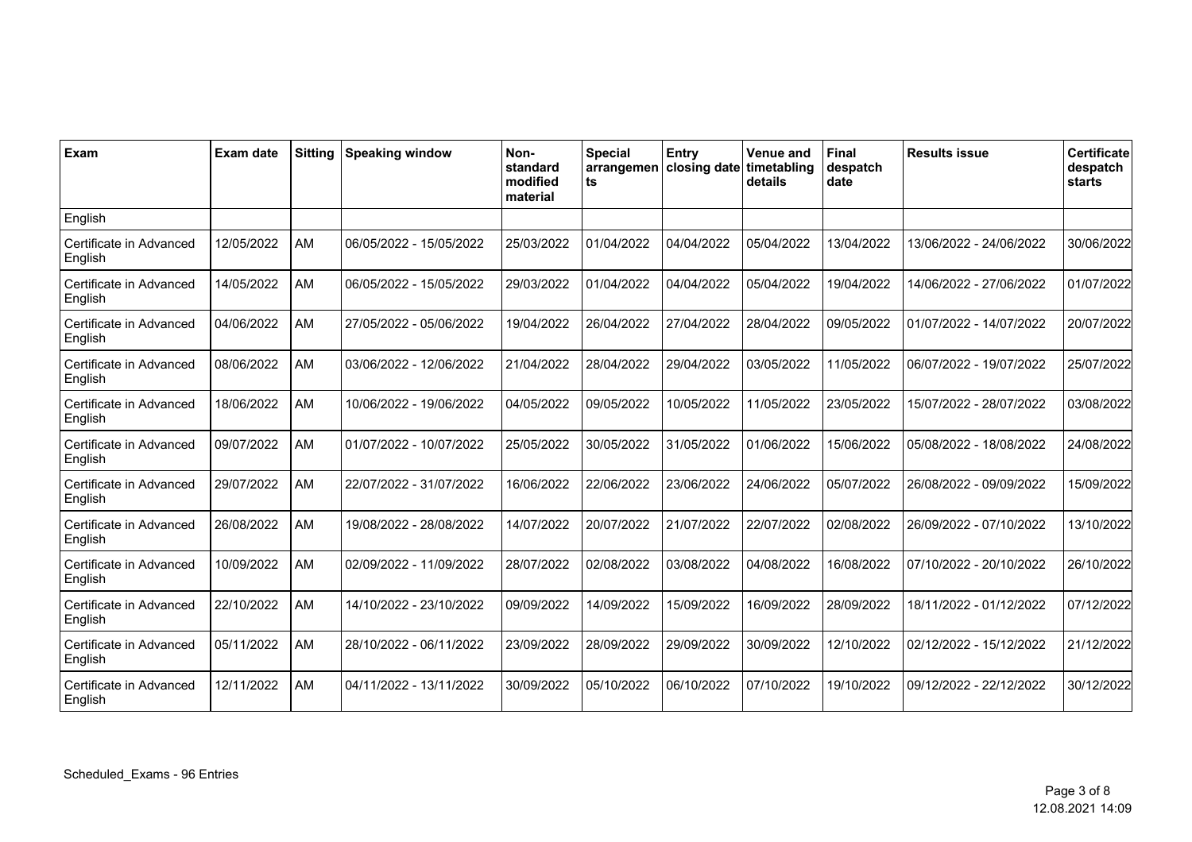| Exam | Exam date | Sitting | Speaking window | Non-standard modified material | Special arrangements | Entry closing date | Venue and timetabling details | Final despatch date | Results issue | Certificate despatch starts |
|---|---|---|---|---|---|---|---|---|---|---|
| English | | | | | | | | | | |
| Certificate in Advanced English | 12/05/2022 | AM | 06/05/2022 - 15/05/2022 | 25/03/2022 | 01/04/2022 | 04/04/2022 | 05/04/2022 | 13/04/2022 | 13/06/2022 - 24/06/2022 | 30/06/2022 |
| Certificate in Advanced English | 14/05/2022 | AM | 06/05/2022 - 15/05/2022 | 29/03/2022 | 01/04/2022 | 04/04/2022 | 05/04/2022 | 19/04/2022 | 14/06/2022 - 27/06/2022 | 01/07/2022 |
| Certificate in Advanced English | 04/06/2022 | AM | 27/05/2022 - 05/06/2022 | 19/04/2022 | 26/04/2022 | 27/04/2022 | 28/04/2022 | 09/05/2022 | 01/07/2022 - 14/07/2022 | 20/07/2022 |
| Certificate in Advanced English | 08/06/2022 | AM | 03/06/2022 - 12/06/2022 | 21/04/2022 | 28/04/2022 | 29/04/2022 | 03/05/2022 | 11/05/2022 | 06/07/2022 - 19/07/2022 | 25/07/2022 |
| Certificate in Advanced English | 18/06/2022 | AM | 10/06/2022 - 19/06/2022 | 04/05/2022 | 09/05/2022 | 10/05/2022 | 11/05/2022 | 23/05/2022 | 15/07/2022 - 28/07/2022 | 03/08/2022 |
| Certificate in Advanced English | 09/07/2022 | AM | 01/07/2022 - 10/07/2022 | 25/05/2022 | 30/05/2022 | 31/05/2022 | 01/06/2022 | 15/06/2022 | 05/08/2022 - 18/08/2022 | 24/08/2022 |
| Certificate in Advanced English | 29/07/2022 | AM | 22/07/2022 - 31/07/2022 | 16/06/2022 | 22/06/2022 | 23/06/2022 | 24/06/2022 | 05/07/2022 | 26/08/2022 - 09/09/2022 | 15/09/2022 |
| Certificate in Advanced English | 26/08/2022 | AM | 19/08/2022 - 28/08/2022 | 14/07/2022 | 20/07/2022 | 21/07/2022 | 22/07/2022 | 02/08/2022 | 26/09/2022 - 07/10/2022 | 13/10/2022 |
| Certificate in Advanced English | 10/09/2022 | AM | 02/09/2022 - 11/09/2022 | 28/07/2022 | 02/08/2022 | 03/08/2022 | 04/08/2022 | 16/08/2022 | 07/10/2022 - 20/10/2022 | 26/10/2022 |
| Certificate in Advanced English | 22/10/2022 | AM | 14/10/2022 - 23/10/2022 | 09/09/2022 | 14/09/2022 | 15/09/2022 | 16/09/2022 | 28/09/2022 | 18/11/2022 - 01/12/2022 | 07/12/2022 |
| Certificate in Advanced English | 05/11/2022 | AM | 28/10/2022 - 06/11/2022 | 23/09/2022 | 28/09/2022 | 29/09/2022 | 30/09/2022 | 12/10/2022 | 02/12/2022 - 15/12/2022 | 21/12/2022 |
| Certificate in Advanced English | 12/11/2022 | AM | 04/11/2022 - 13/11/2022 | 30/09/2022 | 05/10/2022 | 06/10/2022 | 07/10/2022 | 19/10/2022 | 09/12/2022 - 22/12/2022 | 30/12/2022 |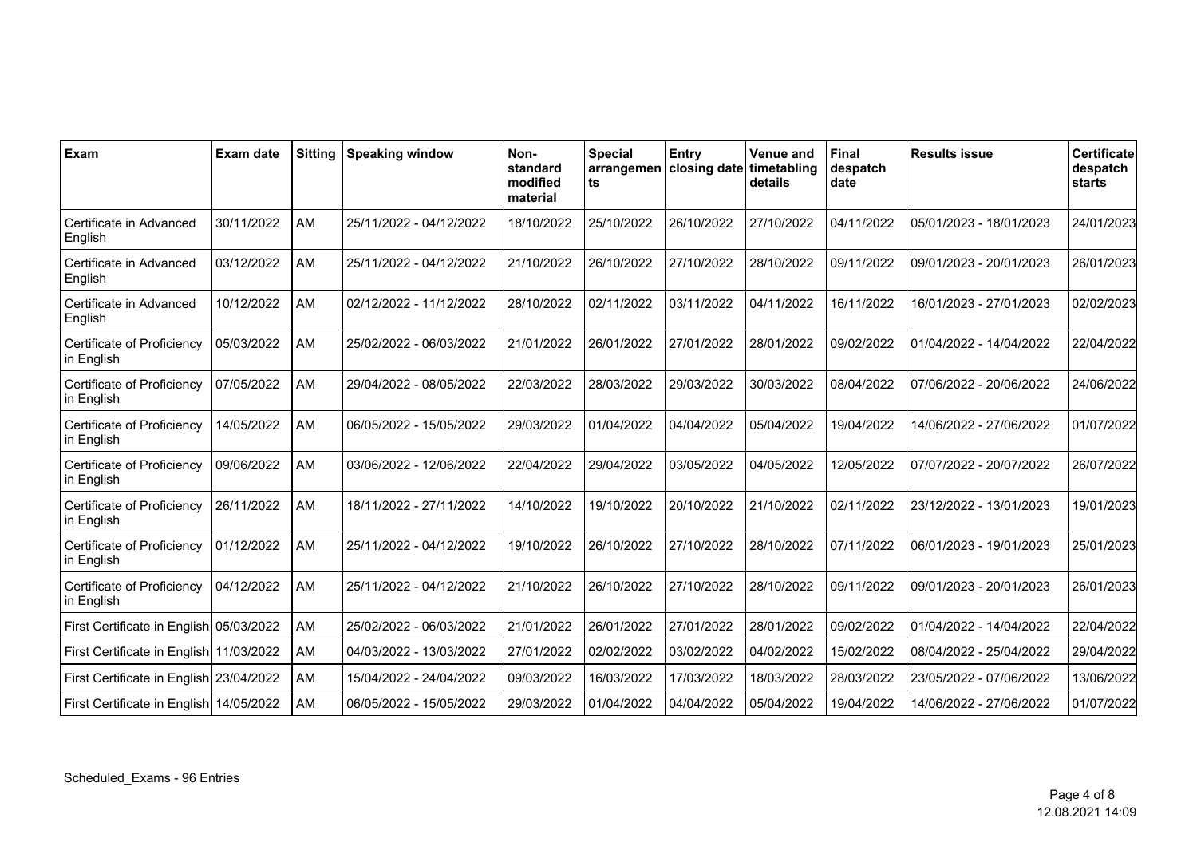| Exam | Exam date | Sitting | Speaking window | Non-standard modified material | Special arrangements | Entry closing date | Venue and timetabling details | Final despatch date | Results issue | Certificate despatch starts |
|---|---|---|---|---|---|---|---|---|---|---|
| Certificate in Advanced English | 30/11/2022 | AM | 25/11/2022 - 04/12/2022 | 18/10/2022 | 25/10/2022 | 26/10/2022 | 27/10/2022 | 04/11/2022 | 05/01/2023 - 18/01/2023 | 24/01/2023 |
| Certificate in Advanced English | 03/12/2022 | AM | 25/11/2022 - 04/12/2022 | 21/10/2022 | 26/10/2022 | 27/10/2022 | 28/10/2022 | 09/11/2022 | 09/01/2023 - 20/01/2023 | 26/01/2023 |
| Certificate in Advanced English | 10/12/2022 | AM | 02/12/2022 - 11/12/2022 | 28/10/2022 | 02/11/2022 | 03/11/2022 | 04/11/2022 | 16/11/2022 | 16/01/2023 - 27/01/2023 | 02/02/2023 |
| Certificate of Proficiency in English | 05/03/2022 | AM | 25/02/2022 - 06/03/2022 | 21/01/2022 | 26/01/2022 | 27/01/2022 | 28/01/2022 | 09/02/2022 | 01/04/2022 - 14/04/2022 | 22/04/2022 |
| Certificate of Proficiency in English | 07/05/2022 | AM | 29/04/2022 - 08/05/2022 | 22/03/2022 | 28/03/2022 | 29/03/2022 | 30/03/2022 | 08/04/2022 | 07/06/2022 - 20/06/2022 | 24/06/2022 |
| Certificate of Proficiency in English | 14/05/2022 | AM | 06/05/2022 - 15/05/2022 | 29/03/2022 | 01/04/2022 | 04/04/2022 | 05/04/2022 | 19/04/2022 | 14/06/2022 - 27/06/2022 | 01/07/2022 |
| Certificate of Proficiency in English | 09/06/2022 | AM | 03/06/2022 - 12/06/2022 | 22/04/2022 | 29/04/2022 | 03/05/2022 | 04/05/2022 | 12/05/2022 | 07/07/2022 - 20/07/2022 | 26/07/2022 |
| Certificate of Proficiency in English | 26/11/2022 | AM | 18/11/2022 - 27/11/2022 | 14/10/2022 | 19/10/2022 | 20/10/2022 | 21/10/2022 | 02/11/2022 | 23/12/2022 - 13/01/2023 | 19/01/2023 |
| Certificate of Proficiency in English | 01/12/2022 | AM | 25/11/2022 - 04/12/2022 | 19/10/2022 | 26/10/2022 | 27/10/2022 | 28/10/2022 | 07/11/2022 | 06/01/2023 - 19/01/2023 | 25/01/2023 |
| Certificate of Proficiency in English | 04/12/2022 | AM | 25/11/2022 - 04/12/2022 | 21/10/2022 | 26/10/2022 | 27/10/2022 | 28/10/2022 | 09/11/2022 | 09/01/2023 - 20/01/2023 | 26/01/2023 |
| First Certificate in English | 05/03/2022 | AM | 25/02/2022 - 06/03/2022 | 21/01/2022 | 26/01/2022 | 27/01/2022 | 28/01/2022 | 09/02/2022 | 01/04/2022 - 14/04/2022 | 22/04/2022 |
| First Certificate in English | 11/03/2022 | AM | 04/03/2022 - 13/03/2022 | 27/01/2022 | 02/02/2022 | 03/02/2022 | 04/02/2022 | 15/02/2022 | 08/04/2022 - 25/04/2022 | 29/04/2022 |
| First Certificate in English | 23/04/2022 | AM | 15/04/2022 - 24/04/2022 | 09/03/2022 | 16/03/2022 | 17/03/2022 | 18/03/2022 | 28/03/2022 | 23/05/2022 - 07/06/2022 | 13/06/2022 |
| First Certificate in English | 14/05/2022 | AM | 06/05/2022 - 15/05/2022 | 29/03/2022 | 01/04/2022 | 04/04/2022 | 05/04/2022 | 19/04/2022 | 14/06/2022 - 27/06/2022 | 01/07/2022 |

Scheduled_Exams - 96 Entries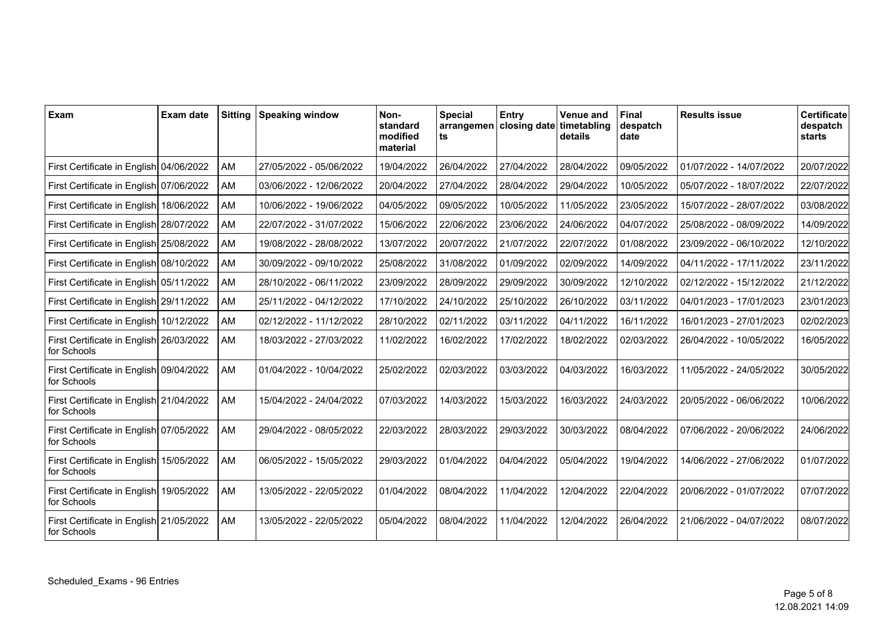| Exam | Exam date | Sitting | Speaking window | Non-standard modified material | Special arrangements | Entry closing date | Venue and timetabling details | Final despatch date | Results issue | Certificate despatch starts |
|---|---|---|---|---|---|---|---|---|---|---|
| First Certificate in English | 04/06/2022 | AM | 27/05/2022 - 05/06/2022 | 19/04/2022 | 26/04/2022 | 27/04/2022 | 28/04/2022 | 09/05/2022 | 01/07/2022 - 14/07/2022 | 20/07/2022 |
| First Certificate in English | 07/06/2022 | AM | 03/06/2022 - 12/06/2022 | 20/04/2022 | 27/04/2022 | 28/04/2022 | 29/04/2022 | 10/05/2022 | 05/07/2022 - 18/07/2022 | 22/07/2022 |
| First Certificate in English | 18/06/2022 | AM | 10/06/2022 - 19/06/2022 | 04/05/2022 | 09/05/2022 | 10/05/2022 | 11/05/2022 | 23/05/2022 | 15/07/2022 - 28/07/2022 | 03/08/2022 |
| First Certificate in English | 28/07/2022 | AM | 22/07/2022 - 31/07/2022 | 15/06/2022 | 22/06/2022 | 23/06/2022 | 24/06/2022 | 04/07/2022 | 25/08/2022 - 08/09/2022 | 14/09/2022 |
| First Certificate in English | 25/08/2022 | AM | 19/08/2022 - 28/08/2022 | 13/07/2022 | 20/07/2022 | 21/07/2022 | 22/07/2022 | 01/08/2022 | 23/09/2022 - 06/10/2022 | 12/10/2022 |
| First Certificate in English | 08/10/2022 | AM | 30/09/2022 - 09/10/2022 | 25/08/2022 | 31/08/2022 | 01/09/2022 | 02/09/2022 | 14/09/2022 | 04/11/2022 - 17/11/2022 | 23/11/2022 |
| First Certificate in English | 05/11/2022 | AM | 28/10/2022 - 06/11/2022 | 23/09/2022 | 28/09/2022 | 29/09/2022 | 30/09/2022 | 12/10/2022 | 02/12/2022 - 15/12/2022 | 21/12/2022 |
| First Certificate in English | 29/11/2022 | AM | 25/11/2022 - 04/12/2022 | 17/10/2022 | 24/10/2022 | 25/10/2022 | 26/10/2022 | 03/11/2022 | 04/01/2023 - 17/01/2023 | 23/01/2023 |
| First Certificate in English | 10/12/2022 | AM | 02/12/2022 - 11/12/2022 | 28/10/2022 | 02/11/2022 | 03/11/2022 | 04/11/2022 | 16/11/2022 | 16/01/2023 - 27/01/2023 | 02/02/2023 |
| First Certificate in English for Schools | 26/03/2022 | AM | 18/03/2022 - 27/03/2022 | 11/02/2022 | 16/02/2022 | 17/02/2022 | 18/02/2022 | 02/03/2022 | 26/04/2022 - 10/05/2022 | 16/05/2022 |
| First Certificate in English for Schools | 09/04/2022 | AM | 01/04/2022 - 10/04/2022 | 25/02/2022 | 02/03/2022 | 03/03/2022 | 04/03/2022 | 16/03/2022 | 11/05/2022 - 24/05/2022 | 30/05/2022 |
| First Certificate in English for Schools | 21/04/2022 | AM | 15/04/2022 - 24/04/2022 | 07/03/2022 | 14/03/2022 | 15/03/2022 | 16/03/2022 | 24/03/2022 | 20/05/2022 - 06/06/2022 | 10/06/2022 |
| First Certificate in English for Schools | 07/05/2022 | AM | 29/04/2022 - 08/05/2022 | 22/03/2022 | 28/03/2022 | 29/03/2022 | 30/03/2022 | 08/04/2022 | 07/06/2022 - 20/06/2022 | 24/06/2022 |
| First Certificate in English for Schools | 15/05/2022 | AM | 06/05/2022 - 15/05/2022 | 29/03/2022 | 01/04/2022 | 04/04/2022 | 05/04/2022 | 19/04/2022 | 14/06/2022 - 27/06/2022 | 01/07/2022 |
| First Certificate in English for Schools | 19/05/2022 | AM | 13/05/2022 - 22/05/2022 | 01/04/2022 | 08/04/2022 | 11/04/2022 | 12/04/2022 | 22/04/2022 | 20/06/2022 - 01/07/2022 | 07/07/2022 |
| First Certificate in English for Schools | 21/05/2022 | AM | 13/05/2022 - 22/05/2022 | 05/04/2022 | 08/04/2022 | 11/04/2022 | 12/04/2022 | 26/04/2022 | 21/06/2022 - 04/07/2022 | 08/07/2022 |

Scheduled_Exams - 96 Entries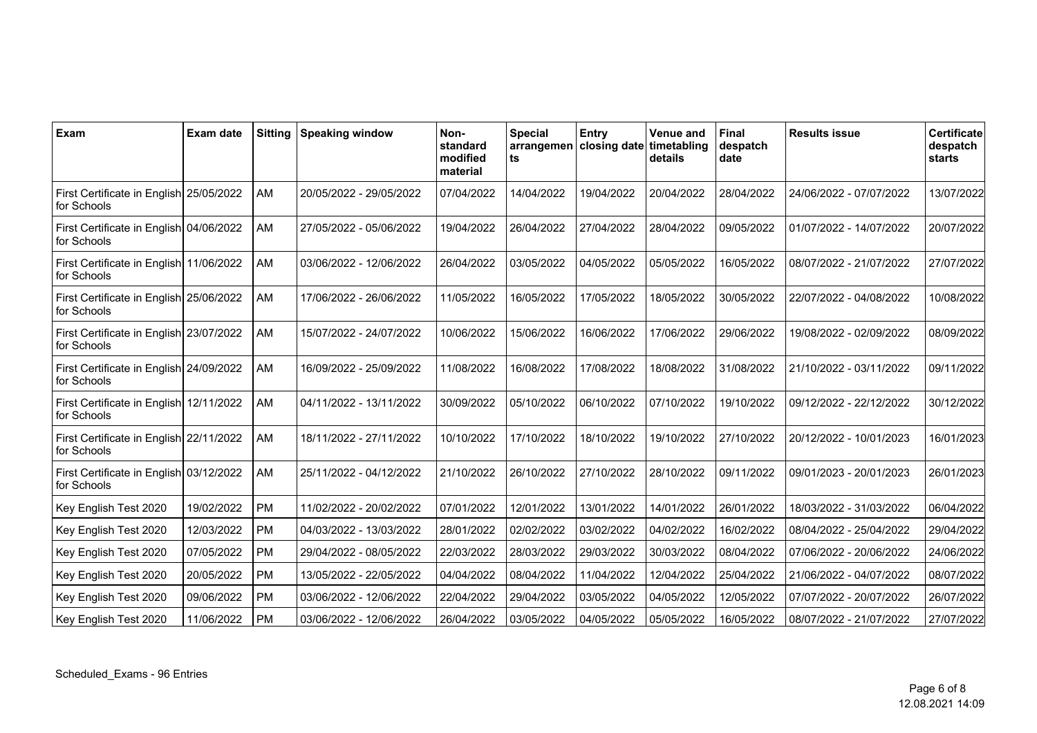| Exam | Exam date | Sitting | Speaking window | Non-standard modified material | Special arrangements | Entry closing date | Venue and timetabling details | Final despatch date | Results issue | Certificate despatch starts |
|---|---|---|---|---|---|---|---|---|---|---|
| First Certificate in English for Schools | 25/05/2022 | AM | 20/05/2022 - 29/05/2022 | 07/04/2022 | 14/04/2022 | 19/04/2022 | 20/04/2022 | 28/04/2022 | 24/06/2022 - 07/07/2022 | 13/07/2022 |
| First Certificate in English for Schools | 04/06/2022 | AM | 27/05/2022 - 05/06/2022 | 19/04/2022 | 26/04/2022 | 27/04/2022 | 28/04/2022 | 09/05/2022 | 01/07/2022 - 14/07/2022 | 20/07/2022 |
| First Certificate in English for Schools | 11/06/2022 | AM | 03/06/2022 - 12/06/2022 | 26/04/2022 | 03/05/2022 | 04/05/2022 | 05/05/2022 | 16/05/2022 | 08/07/2022 - 21/07/2022 | 27/07/2022 |
| First Certificate in English for Schools | 25/06/2022 | AM | 17/06/2022 - 26/06/2022 | 11/05/2022 | 16/05/2022 | 17/05/2022 | 18/05/2022 | 30/05/2022 | 22/07/2022 - 04/08/2022 | 10/08/2022 |
| First Certificate in English for Schools | 23/07/2022 | AM | 15/07/2022 - 24/07/2022 | 10/06/2022 | 15/06/2022 | 16/06/2022 | 17/06/2022 | 29/06/2022 | 19/08/2022 - 02/09/2022 | 08/09/2022 |
| First Certificate in English for Schools | 24/09/2022 | AM | 16/09/2022 - 25/09/2022 | 11/08/2022 | 16/08/2022 | 17/08/2022 | 18/08/2022 | 31/08/2022 | 21/10/2022 - 03/11/2022 | 09/11/2022 |
| First Certificate in English for Schools | 12/11/2022 | AM | 04/11/2022 - 13/11/2022 | 30/09/2022 | 05/10/2022 | 06/10/2022 | 07/10/2022 | 19/10/2022 | 09/12/2022 - 22/12/2022 | 30/12/2022 |
| First Certificate in English for Schools | 22/11/2022 | AM | 18/11/2022 - 27/11/2022 | 10/10/2022 | 17/10/2022 | 18/10/2022 | 19/10/2022 | 27/10/2022 | 20/12/2022 - 10/01/2023 | 16/01/2023 |
| First Certificate in English for Schools | 03/12/2022 | AM | 25/11/2022 - 04/12/2022 | 21/10/2022 | 26/10/2022 | 27/10/2022 | 28/10/2022 | 09/11/2022 | 09/01/2023 - 20/01/2023 | 26/01/2023 |
| Key English Test 2020 | 19/02/2022 | PM | 11/02/2022 - 20/02/2022 | 07/01/2022 | 12/01/2022 | 13/01/2022 | 14/01/2022 | 26/01/2022 | 18/03/2022 - 31/03/2022 | 06/04/2022 |
| Key English Test 2020 | 12/03/2022 | PM | 04/03/2022 - 13/03/2022 | 28/01/2022 | 02/02/2022 | 03/02/2022 | 04/02/2022 | 16/02/2022 | 08/04/2022 - 25/04/2022 | 29/04/2022 |
| Key English Test 2020 | 07/05/2022 | PM | 29/04/2022 - 08/05/2022 | 22/03/2022 | 28/03/2022 | 29/03/2022 | 30/03/2022 | 08/04/2022 | 07/06/2022 - 20/06/2022 | 24/06/2022 |
| Key English Test 2020 | 20/05/2022 | PM | 13/05/2022 - 22/05/2022 | 04/04/2022 | 08/04/2022 | 11/04/2022 | 12/04/2022 | 25/04/2022 | 21/06/2022 - 04/07/2022 | 08/07/2022 |
| Key English Test 2020 | 09/06/2022 | PM | 03/06/2022 - 12/06/2022 | 22/04/2022 | 29/04/2022 | 03/05/2022 | 04/05/2022 | 12/05/2022 | 07/07/2022 - 20/07/2022 | 26/07/2022 |
| Key English Test 2020 | 11/06/2022 | PM | 03/06/2022 - 12/06/2022 | 26/04/2022 | 03/05/2022 | 04/05/2022 | 05/05/2022 | 16/05/2022 | 08/07/2022 - 21/07/2022 | 27/07/2022 |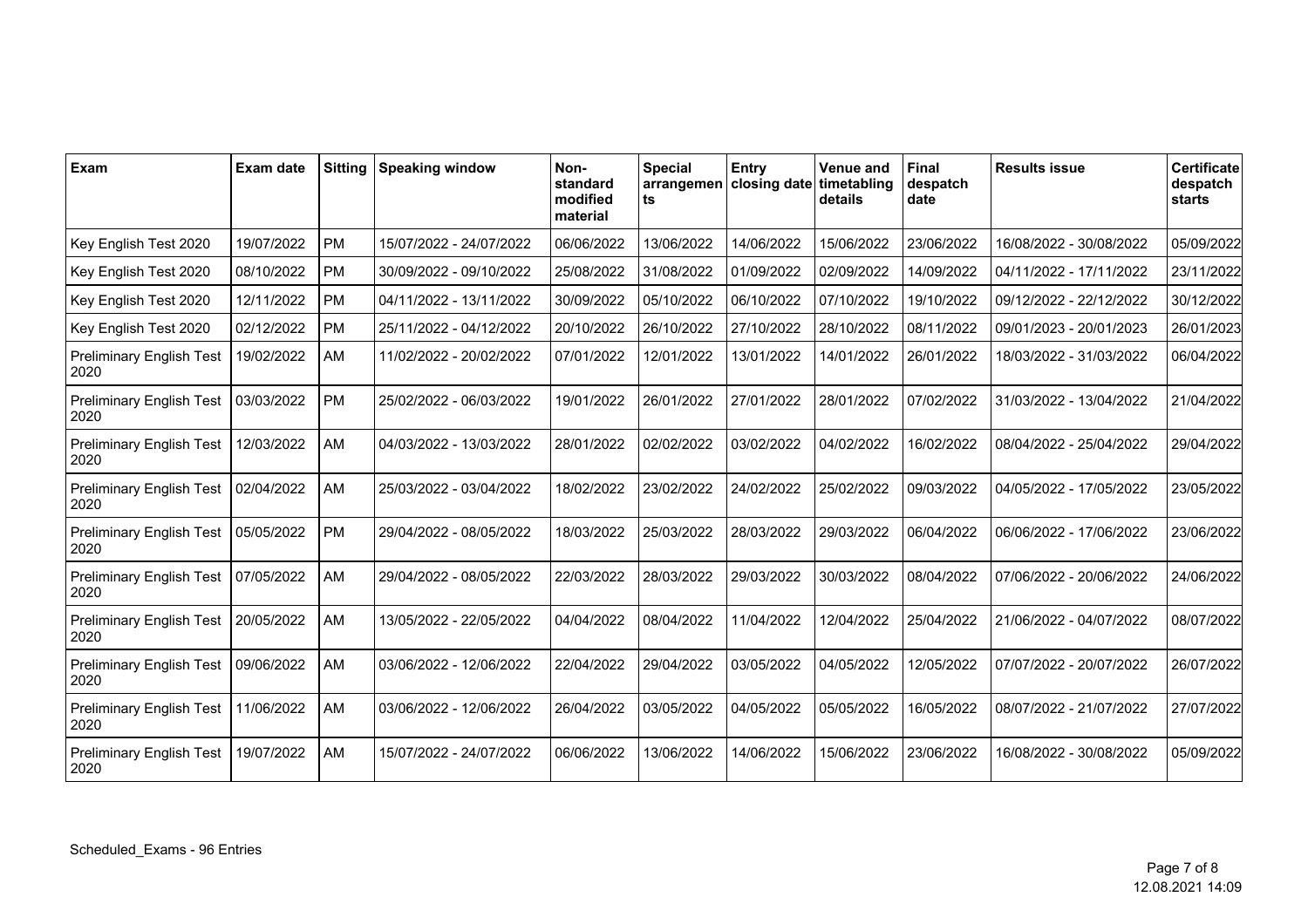| Exam | Exam date | Sitting | Speaking window | Non-standard modified material | Special arrangements | Entry closing date | Venue and timetabling details | Final despatch date | Results issue | Certificate despatch starts |
|---|---|---|---|---|---|---|---|---|---|---|
| Key English Test 2020 | 19/07/2022 | PM | 15/07/2022 - 24/07/2022 | 06/06/2022 | 13/06/2022 | 14/06/2022 | 15/06/2022 | 23/06/2022 | 16/08/2022 - 30/08/2022 | 05/09/2022 |
| Key English Test 2020 | 08/10/2022 | PM | 30/09/2022 - 09/10/2022 | 25/08/2022 | 31/08/2022 | 01/09/2022 | 02/09/2022 | 14/09/2022 | 04/11/2022 - 17/11/2022 | 23/11/2022 |
| Key English Test 2020 | 12/11/2022 | PM | 04/11/2022 - 13/11/2022 | 30/09/2022 | 05/10/2022 | 06/10/2022 | 07/10/2022 | 19/10/2022 | 09/12/2022 - 22/12/2022 | 30/12/2022 |
| Key English Test 2020 | 02/12/2022 | PM | 25/11/2022 - 04/12/2022 | 20/10/2022 | 26/10/2022 | 27/10/2022 | 28/10/2022 | 08/11/2022 | 09/01/2023 - 20/01/2023 | 26/01/2023 |
| Preliminary English Test 2020 | 19/02/2022 | AM | 11/02/2022 - 20/02/2022 | 07/01/2022 | 12/01/2022 | 13/01/2022 | 14/01/2022 | 26/01/2022 | 18/03/2022 - 31/03/2022 | 06/04/2022 |
| Preliminary English Test 2020 | 03/03/2022 | PM | 25/02/2022 - 06/03/2022 | 19/01/2022 | 26/01/2022 | 27/01/2022 | 28/01/2022 | 07/02/2022 | 31/03/2022 - 13/04/2022 | 21/04/2022 |
| Preliminary English Test 2020 | 12/03/2022 | AM | 04/03/2022 - 13/03/2022 | 28/01/2022 | 02/02/2022 | 03/02/2022 | 04/02/2022 | 16/02/2022 | 08/04/2022 - 25/04/2022 | 29/04/2022 |
| Preliminary English Test 2020 | 02/04/2022 | AM | 25/03/2022 - 03/04/2022 | 18/02/2022 | 23/02/2022 | 24/02/2022 | 25/02/2022 | 09/03/2022 | 04/05/2022 - 17/05/2022 | 23/05/2022 |
| Preliminary English Test 2020 | 05/05/2022 | PM | 29/04/2022 - 08/05/2022 | 18/03/2022 | 25/03/2022 | 28/03/2022 | 29/03/2022 | 06/04/2022 | 06/06/2022 - 17/06/2022 | 23/06/2022 |
| Preliminary English Test 2020 | 07/05/2022 | AM | 29/04/2022 - 08/05/2022 | 22/03/2022 | 28/03/2022 | 29/03/2022 | 30/03/2022 | 08/04/2022 | 07/06/2022 - 20/06/2022 | 24/06/2022 |
| Preliminary English Test 2020 | 20/05/2022 | AM | 13/05/2022 - 22/05/2022 | 04/04/2022 | 08/04/2022 | 11/04/2022 | 12/04/2022 | 25/04/2022 | 21/06/2022 - 04/07/2022 | 08/07/2022 |
| Preliminary English Test 2020 | 09/06/2022 | AM | 03/06/2022 - 12/06/2022 | 22/04/2022 | 29/04/2022 | 03/05/2022 | 04/05/2022 | 12/05/2022 | 07/07/2022 - 20/07/2022 | 26/07/2022 |
| Preliminary English Test 2020 | 11/06/2022 | AM | 03/06/2022 - 12/06/2022 | 26/04/2022 | 03/05/2022 | 04/05/2022 | 05/05/2022 | 16/05/2022 | 08/07/2022 - 21/07/2022 | 27/07/2022 |
| Preliminary English Test 2020 | 19/07/2022 | AM | 15/07/2022 - 24/07/2022 | 06/06/2022 | 13/06/2022 | 14/06/2022 | 15/06/2022 | 23/06/2022 | 16/08/2022 - 30/08/2022 | 05/09/2022 |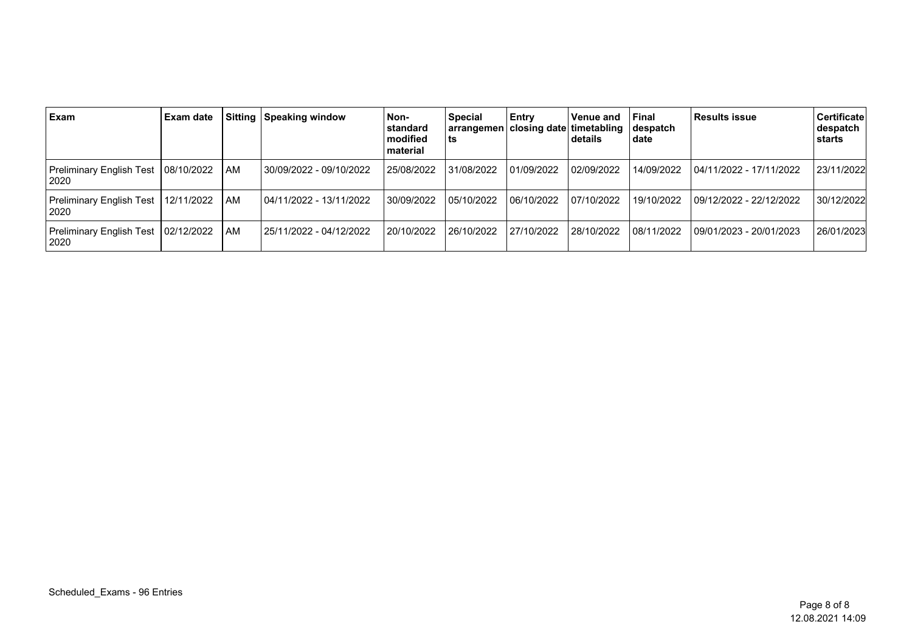| Exam | Exam date | Sitting | Speaking window | Non-standard modified material | Special arrangements | Entry closing date | Venue and timetabling details | Final despatch date | Results issue | Certificate despatch starts |
|---|---|---|---|---|---|---|---|---|---|---|
| Preliminary English Test 2020 | 08/10/2022 | AM | 30/09/2022 - 09/10/2022 | 25/08/2022 | 31/08/2022 | 01/09/2022 | 02/09/2022 | 14/09/2022 | 04/11/2022 - 17/11/2022 | 23/11/2022 |
| Preliminary English Test 2020 | 12/11/2022 | AM | 04/11/2022 - 13/11/2022 | 30/09/2022 | 05/10/2022 | 06/10/2022 | 07/10/2022 | 19/10/2022 | 09/12/2022 - 22/12/2022 | 30/12/2022 |
| Preliminary English Test 2020 | 02/12/2022 | AM | 25/11/2022 - 04/12/2022 | 20/10/2022 | 26/10/2022 | 27/10/2022 | 28/10/2022 | 08/11/2022 | 09/01/2023 - 20/01/2023 | 26/01/2023 |

Scheduled_Exams - 96 Entries